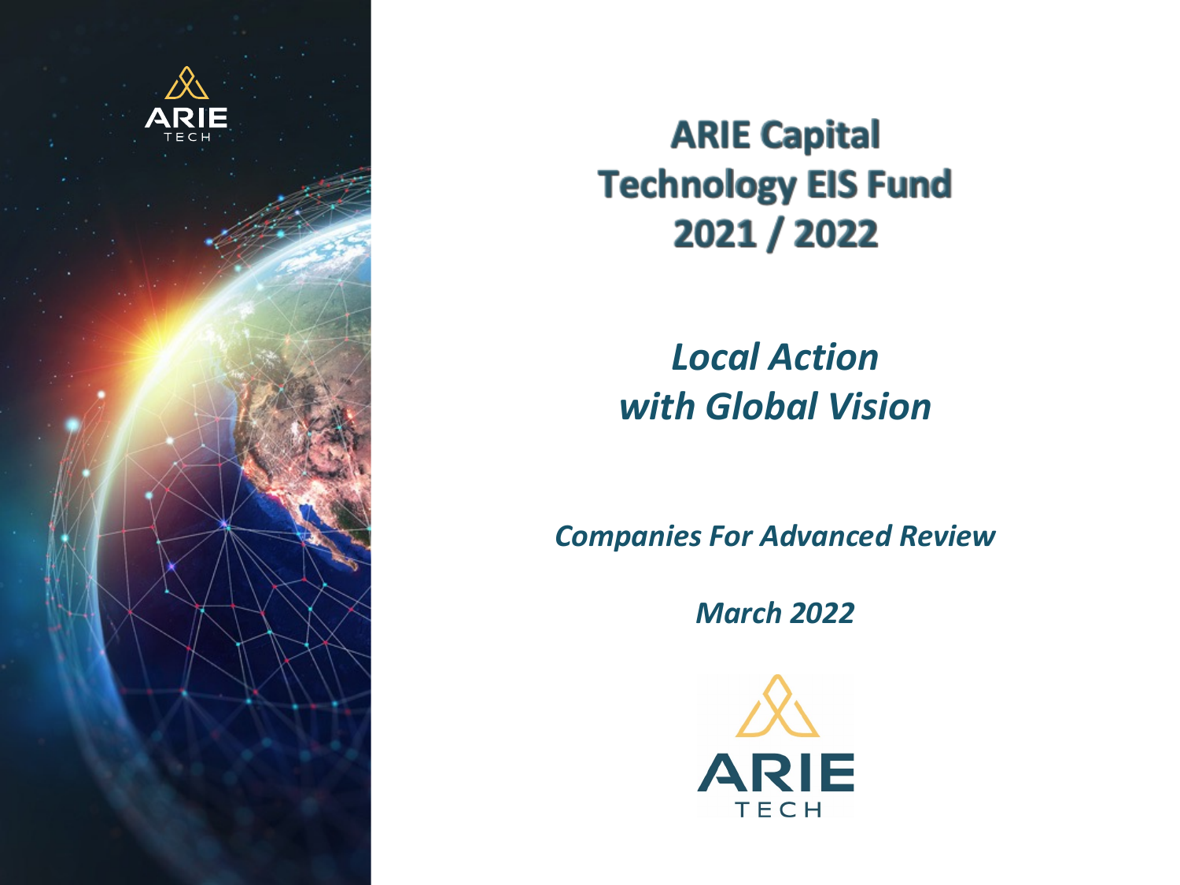# ARIE Capital Technology EIS Fund 2021 / 2022

## *Local Action with Global Vision*

***Companies For Advanced Review***

***March 2022***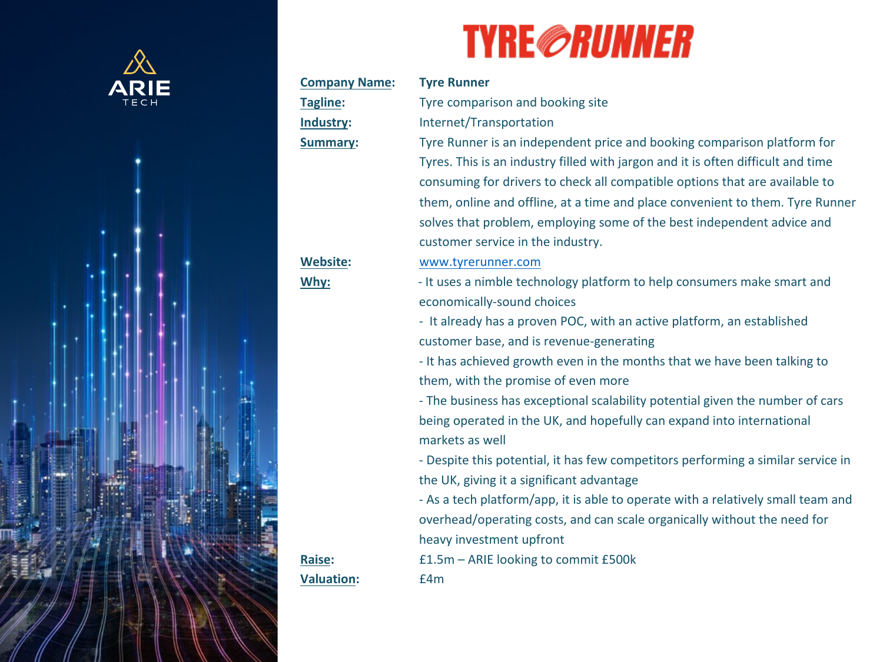# TYRE RUNNER

**Company Name:** **Tyre Runner**

**Tagline:** Tyre comparison and booking site

**Industry:** Internet/Transportation

**Summary:** Tyre Runner is an independent price and booking comparison platform for Tyres. This is an industry filled with jargon and it is often difficult and time consuming for drivers to check all compatible options that are available to them, online and offline, at a time and place convenient to them. Tyre Runner solves that problem, employing some of the best independent advice and customer service in the industry.

**Website:** [www.tyrerunner.com](http://www.tyrerunner.com)

**Why:**

- It uses a nimble technology platform to help consumers make smart and economically-sound choices
- It already has a proven POC, with an active platform, an established customer base, and is revenue-generating
- It has achieved growth even in the months that we have been talking to them, with the promise of even more
- The business has exceptional scalability potential given the number of cars being operated in the UK, and hopefully can expand into international markets as well
- Despite this potential, it has few competitors performing a similar service in the UK, giving it a significant advantage
- As a tech platform/app, it is able to operate with a relatively small team and overhead/operating costs, and can scale organically without the need for heavy investment upfront

**Raise:** £1.5m – ARIE looking to commit £500k

**Valuation:** £4m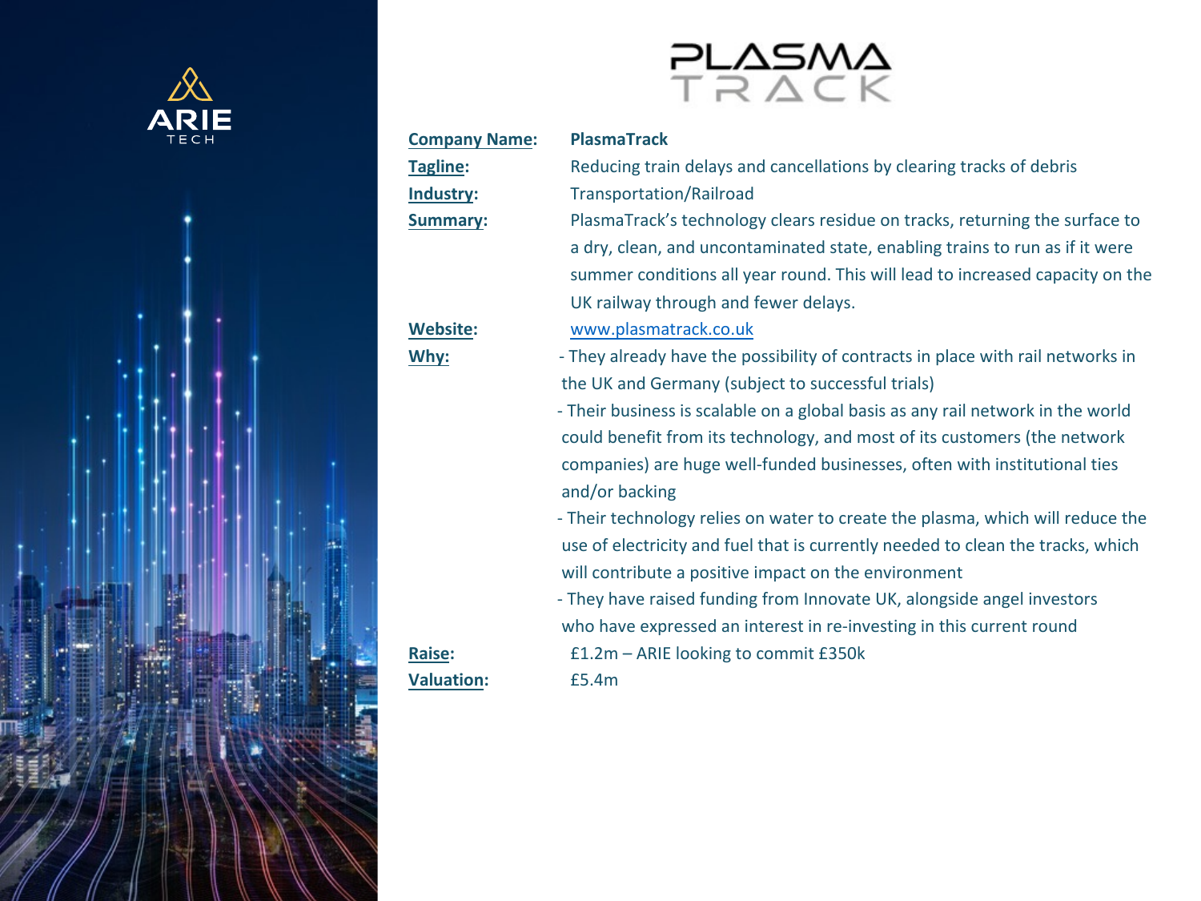# PlasmaTrack

**Company Name:** PlasmaTrack

**Tagline:** Reducing train delays and cancellations by clearing tracks of debris

**Industry:** Transportation/Railroad

**Summary:** PlasmaTrack's technology clears residue on tracks, returning the surface to a dry, clean, and uncontaminated state, enabling trains to run as if it were summer conditions all year round. This will lead to increased capacity on the UK railway through and fewer delays.

**Website:** [www.plasmatrack.co.uk](http://www.plasmatrack.co.uk)

**Why:**

- They already have the possibility of contracts in place with rail networks in the UK and Germany (subject to successful trials)
- Their business is scalable on a global basis as any rail network in the world could benefit from its technology, and most of its customers (the network companies) are huge well-funded businesses, often with institutional ties and/or backing
- Their technology relies on water to create the plasma, which will reduce the use of electricity and fuel that is currently needed to clean the tracks, which will contribute a positive impact on the environment
- They have raised funding from Innovate UK, alongside angel investors who have expressed an interest in re-investing in this current round

**Raise:** £1.2m – ARIE looking to commit £350k

**Valuation:** £5.4m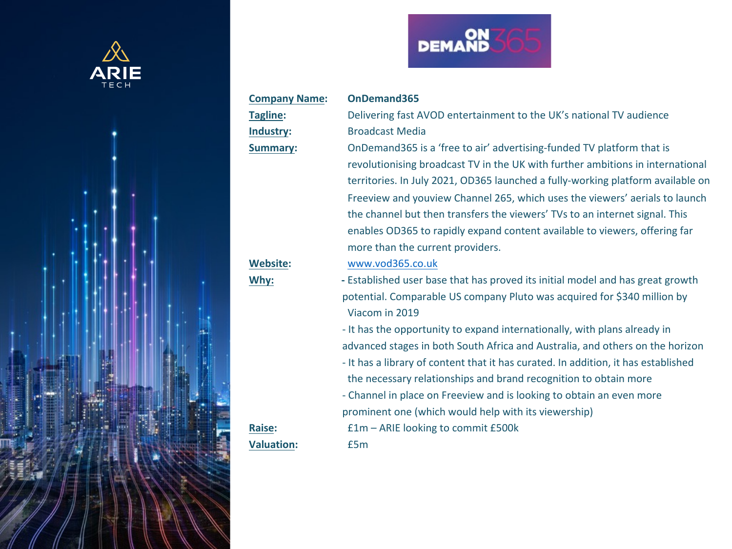ARIE TECH

ON DEMAND 365

| | |
|---|---|
| **Company Name:** | **OnDemand365** |
| **Tagline:** | Delivering fast AVOD entertainment to the UK's national TV audience |
| **Industry:** | Broadcast Media |
| **Summary:** | OnDemand365 is a 'free to air' advertising-funded TV platform that is revolutionising broadcast TV in the UK with further ambitions in international territories. In July 2021, OD365 launched a fully-working platform available on Freeview and youview Channel 265, which uses the viewers' aerials to launch the channel but then transfers the viewers' TVs to an internet signal. This enables OD365 to rapidly expand content available to viewers, offering far more than the current providers. |
| **Website:** | www.vod365.co.uk |
| **Why:** | - Established user base that has proved its initial model and has great growth potential. Comparable US company Pluto was acquired for $340 million by Viacom in 2019<br>- It has the opportunity to expand internationally, with plans already in advanced stages in both South Africa and Australia, and others on the horizon<br>- It has a library of content that it has curated. In addition, it has established the necessary relationships and brand recognition to obtain more<br>- Channel in place on Freeview and is looking to obtain an even more prominent one (which would help with its viewership) |
| **Raise:** | £1m – ARIE looking to commit £500k |
| **Valuation:** | £5m |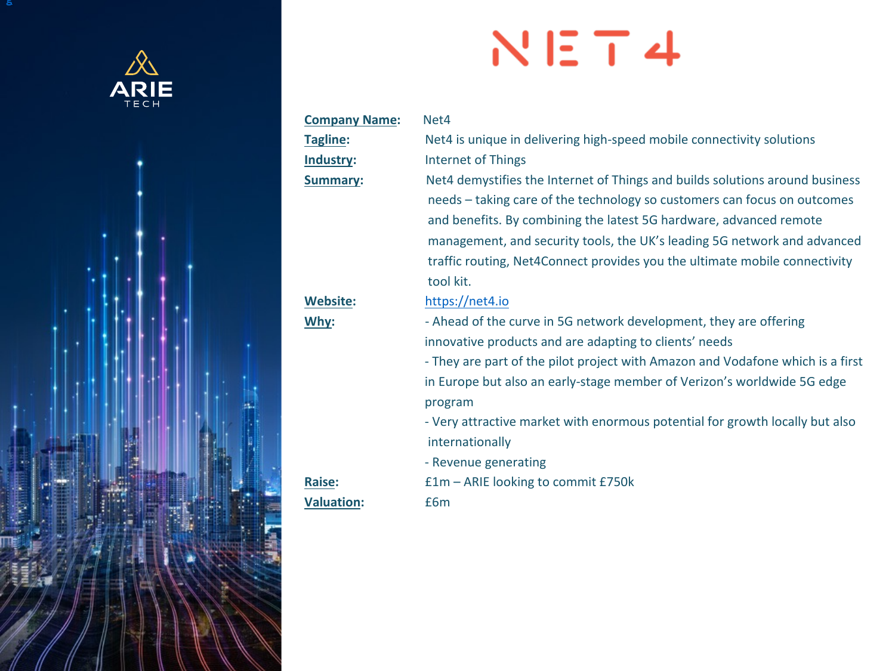ARIE TECH

# NET4

**Company Name:** Net4

**Tagline:** Net4 is unique in delivering high-speed mobile connectivity solutions

**Industry:** Internet of Things

**Summary:** Net4 demystifies the Internet of Things and builds solutions around business needs – taking care of the technology so customers can focus on outcomes and benefits. By combining the latest 5G hardware, advanced remote management, and security tools, the UK's leading 5G network and advanced traffic routing, Net4Connect provides you the ultimate mobile connectivity tool kit.

**Website:** [https://net4.io](https://net4.io)

**Why:**

- Ahead of the curve in 5G network development, they are offering innovative products and are adapting to clients' needs
- They are part of the pilot project with Amazon and Vodafone which is a first in Europe but also an early-stage member of Verizon's worldwide 5G edge program
- Very attractive market with enormous potential for growth locally but also internationally
- Revenue generating

**Raise:** £1m – ARIE looking to commit £750k

**Valuation:** £6m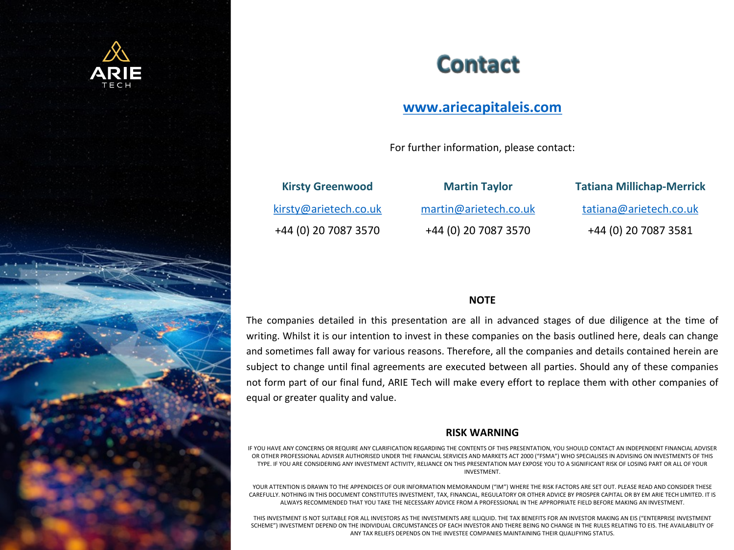ARIE
TECH

# Contact

**www.ariecapitaleis.com**

For further information, please contact:

| Kirsty Greenwood | Martin Taylor | Tatiana Millichap-Merrick |
|---|---|---|
| kirsty@arietech.co.uk | martin@arietech.co.uk | tatiana@arietech.co.uk |
| +44 (0) 20 7087 3570 | +44 (0) 20 7087 3570 | +44 (0) 20 7087 3581 |

**NOTE**

The companies detailed in this presentation are all in advanced stages of due diligence at the time of writing. Whilst it is our intention to invest in these companies on the basis outlined here, deals can change and sometimes fall away for various reasons. Therefore, all the companies and details contained herein are subject to change until final agreements are executed between all parties. Should any of these companies not form part of our final fund, ARIE Tech will make every effort to replace them with other companies of equal or greater quality and value.

**RISK WARNING**

IF YOU HAVE ANY CONCERNS OR REQUIRE ANY CLARIFICATION REGARDING THE CONTENTS OF THIS PRESENTATION, YOU SHOULD CONTACT AN INDEPENDENT FINANCIAL ADVISER OR OTHER PROFESSIONAL ADVISER AUTHORISED UNDER THE FINANCIAL SERVICES AND MARKETS ACT 2000 ("FSMA") WHO SPECIALISES IN ADVISING ON INVESTMENTS OF THIS TYPE. IF YOU ARE CONSIDERING ANY INVESTMENT ACTIVITY, RELIANCE ON THIS PRESENTATION MAY EXPOSE YOU TO A SIGNIFICANT RISK OF LOSING PART OR ALL OF YOUR INVESTMENT.

YOUR ATTENTION IS DRAWN TO THE APPENDICES OF OUR INFORMATION MEMORANDUM ("IM") WHERE THE RISK FACTORS ARE SET OUT. PLEASE READ AND CONSIDER THESE CAREFULLY. NOTHING IN THIS DOCUMENT CONSTITUTES INVESTMENT, TAX, FINANCIAL, REGULATORY OR OTHER ADVICE BY PROSPER CAPITAL OR BY EM ARIE TECH LIMITED. IT IS ALWAYS RECOMMENDED THAT YOU TAKE THE NECESSARY ADVICE FROM A PROFESSIONAL IN THE APPROPRIATE FIELD BEFORE MAKING AN INVESTMENT.

THIS INVESTMENT IS NOT SUITABLE FOR ALL INVESTORS AS THE INVESTMENTS ARE ILLIQUID. THE TAX BENEFITS FOR AN INVESTOR MAKING AN EIS ("ENTERPRISE INVESTMENT SCHEME") INVESTMENT DEPEND ON THE INDIVIDUAL CIRCUMSTANCES OF EACH INVESTOR AND THERE BEING NO CHANGE IN THE RULES RELATING TO EIS. THE AVAILABILITY OF ANY TAX RELIEFS DEPENDS ON THE INVESTEE COMPANIES MAINTAINING THEIR QUALIFYING STATUS.